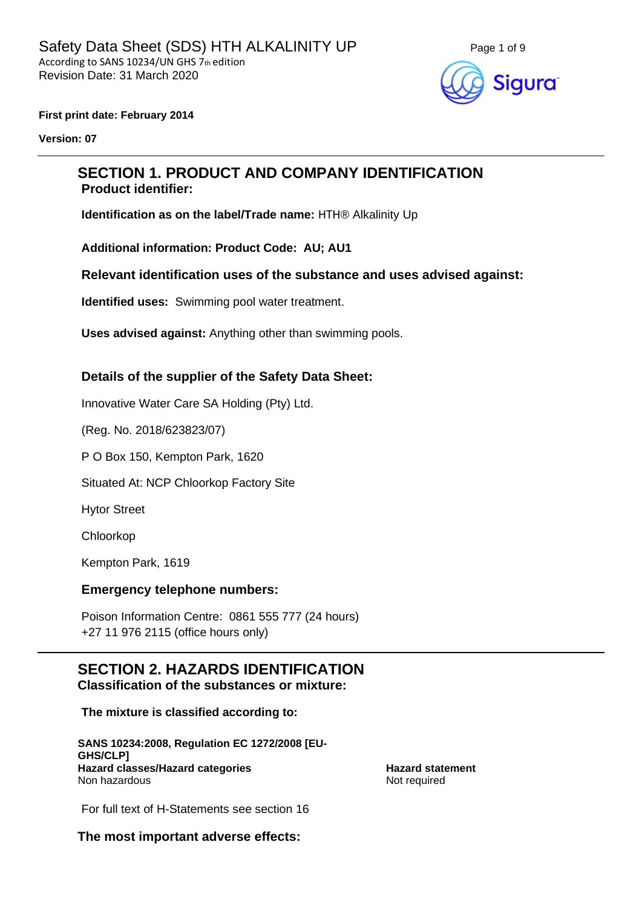Safety Data Sheet (SDS) HTH ALKALINITY UP
According to SANS 10234/UN GHS 7th edition
Revision Date: 31 March 2020

**First print date: February 2014**

**Version: 07**

## SECTION 1. PRODUCT AND COMPANY IDENTIFICATION

### Product identifier:

**Identification as on the label/Trade name:** HTH® Alkalinity Up

**Additional information: Product Code: AU; AU1**

### Relevant identification uses of the substance and uses advised against:

**Identified uses:** Swimming pool water treatment.

**Uses advised against:** Anything other than swimming pools.

### Details of the supplier of the Safety Data Sheet:

Innovative Water Care SA Holding (Pty) Ltd.

(Reg. No. 2018/623823/07)

P O Box 150, Kempton Park, 1620

Situated At: NCP Chloorkop Factory Site

Hytor Street

Chloorkop

Kempton Park, 1619

### Emergency telephone numbers:

Poison Information Centre: 0861 555 777 (24 hours)
+27 11 976 2115 (office hours only)

## SECTION 2. HAZARDS IDENTIFICATION

### Classification of the substances or mixture:

**The mixture is classified according to:**

**SANS 10234:2008, Regulation EC 1272/2008 [EU-GHS/CLP]**

| **Hazard classes/Hazard categories** | **Hazard statement** |
|---|---|
| Non hazardous | Not required |

For full text of H-Statements see section 16

### The most important adverse effects: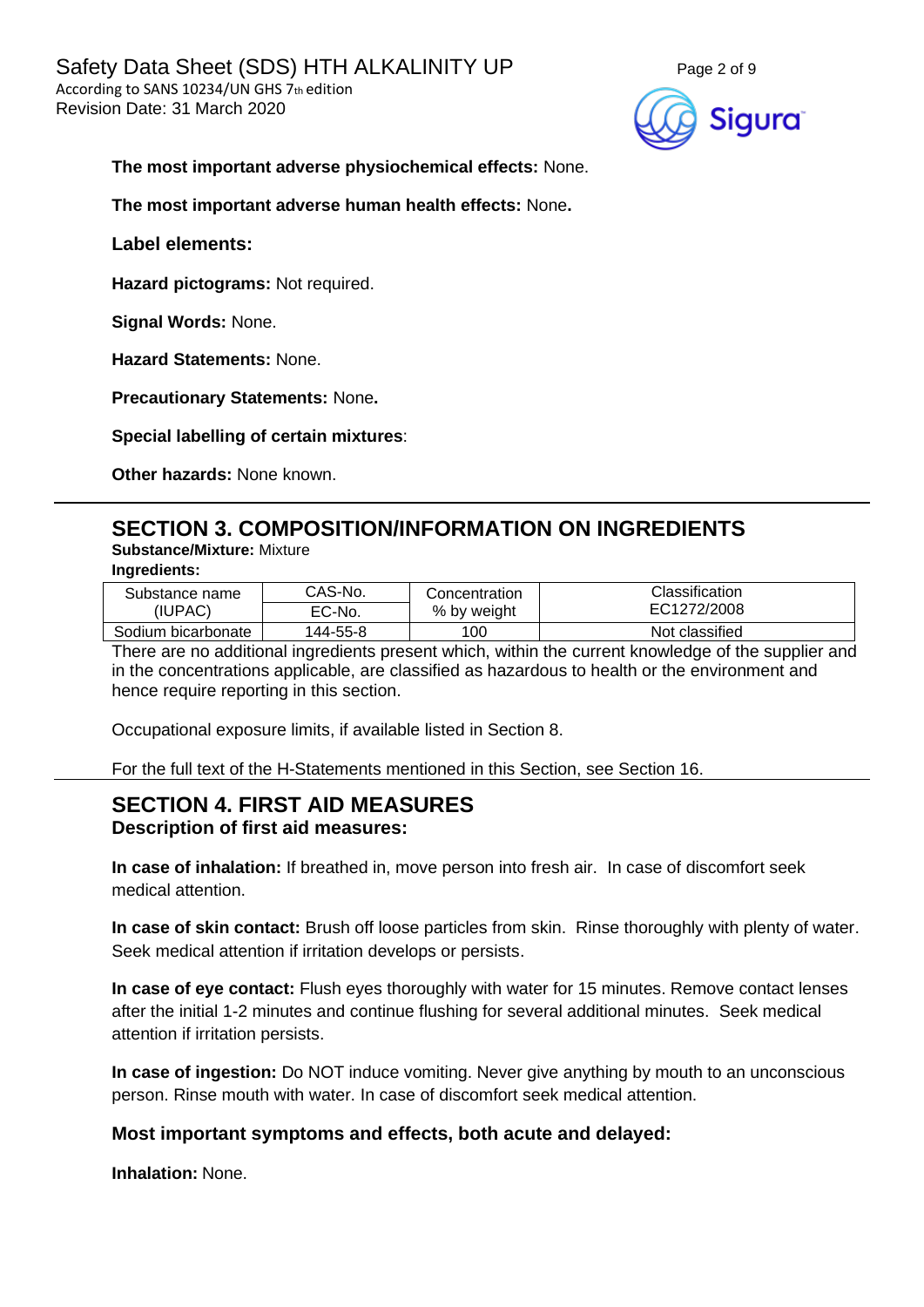**The most important adverse physiochemical effects:** None.

**The most important adverse human health effects:** None**.**

**Label elements:**

**Hazard pictograms:** Not required.

**Signal Words:** None.

**Hazard Statements:** None.

**Precautionary Statements:** None**.**

**Special labelling of certain mixtures**:

**Other hazards:** None known.

## SECTION 3. COMPOSITION/INFORMATION ON INGREDIENTS

**Substance/Mixture:** Mixture

**Ingredients:**

| Substance name (IUPAC) | CAS-No. EC-No. | Concentration % by weight | Classification EC1272/2008 |
|---|---|---|---|
| Sodium bicarbonate | 144-55-8 | 100 | Not classified |

There are no additional ingredients present which, within the current knowledge of the supplier and in the concentrations applicable, are classified as hazardous to health or the environment and hence require reporting in this section.

Occupational exposure limits, if available listed in Section 8.

For the full text of the H-Statements mentioned in this Section, see Section 16.

## SECTION 4. FIRST AID MEASURES

**Description of first aid measures:**

**In case of inhalation:** If breathed in, move person into fresh air. In case of discomfort seek medical attention.

**In case of skin contact:** Brush off loose particles from skin. Rinse thoroughly with plenty of water. Seek medical attention if irritation develops or persists.

**In case of eye contact:** Flush eyes thoroughly with water for 15 minutes. Remove contact lenses after the initial 1-2 minutes and continue flushing for several additional minutes. Seek medical attention if irritation persists.

**In case of ingestion:** Do NOT induce vomiting. Never give anything by mouth to an unconscious person. Rinse mouth with water. In case of discomfort seek medical attention.

**Most important symptoms and effects, both acute and delayed:**

**Inhalation:** None.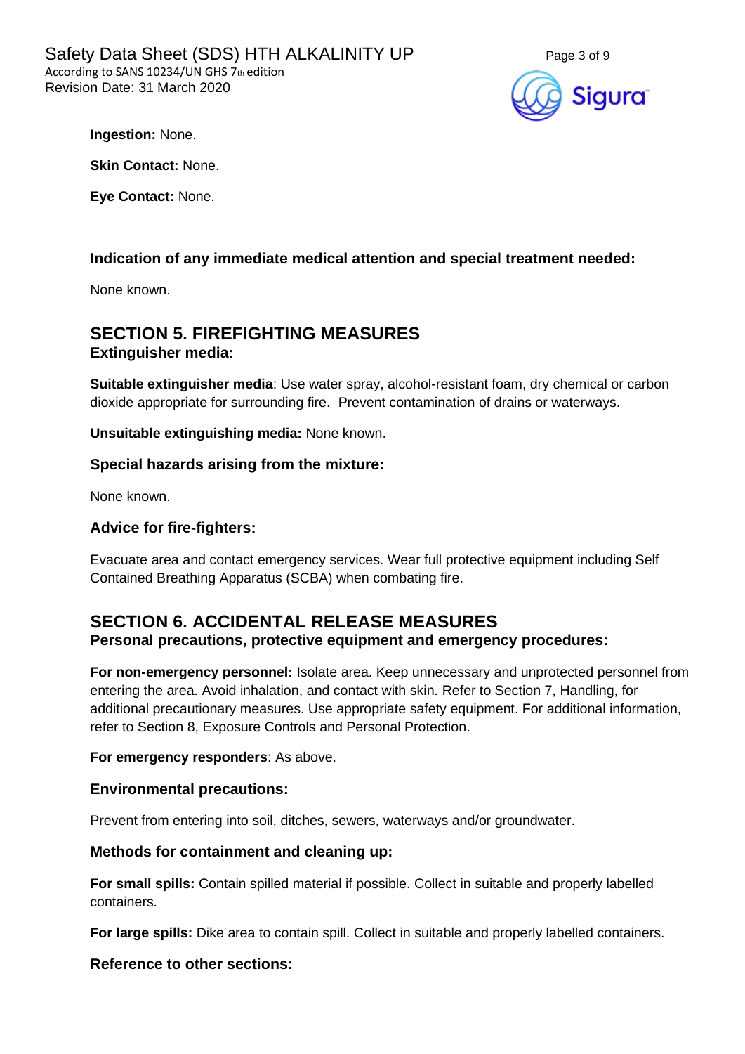**Ingestion:** None.

**Skin Contact:** None.

**Eye Contact:** None.

### Indication of any immediate medical attention and special treatment needed:

None known.

## SECTION 5. FIREFIGHTING MEASURES

### Extinguisher media:

**Suitable extinguisher media**: Use water spray, alcohol-resistant foam, dry chemical or carbon dioxide appropriate for surrounding fire. Prevent contamination of drains or waterways.

**Unsuitable extinguishing media:** None known.

### Special hazards arising from the mixture:

None known.

### Advice for fire-fighters:

Evacuate area and contact emergency services. Wear full protective equipment including Self Contained Breathing Apparatus (SCBA) when combating fire.

## SECTION 6. ACCIDENTAL RELEASE MEASURES

### Personal precautions, protective equipment and emergency procedures:

**For non-emergency personnel:** Isolate area. Keep unnecessary and unprotected personnel from entering the area. Avoid inhalation, and contact with skin. Refer to Section 7, Handling, for additional precautionary measures. Use appropriate safety equipment. For additional information, refer to Section 8, Exposure Controls and Personal Protection.

**For emergency responders**: As above.

### Environmental precautions:

Prevent from entering into soil, ditches, sewers, waterways and/or groundwater.

### Methods for containment and cleaning up:

**For small spills:** Contain spilled material if possible. Collect in suitable and properly labelled containers.

**For large spills:** Dike area to contain spill. Collect in suitable and properly labelled containers.

### Reference to other sections: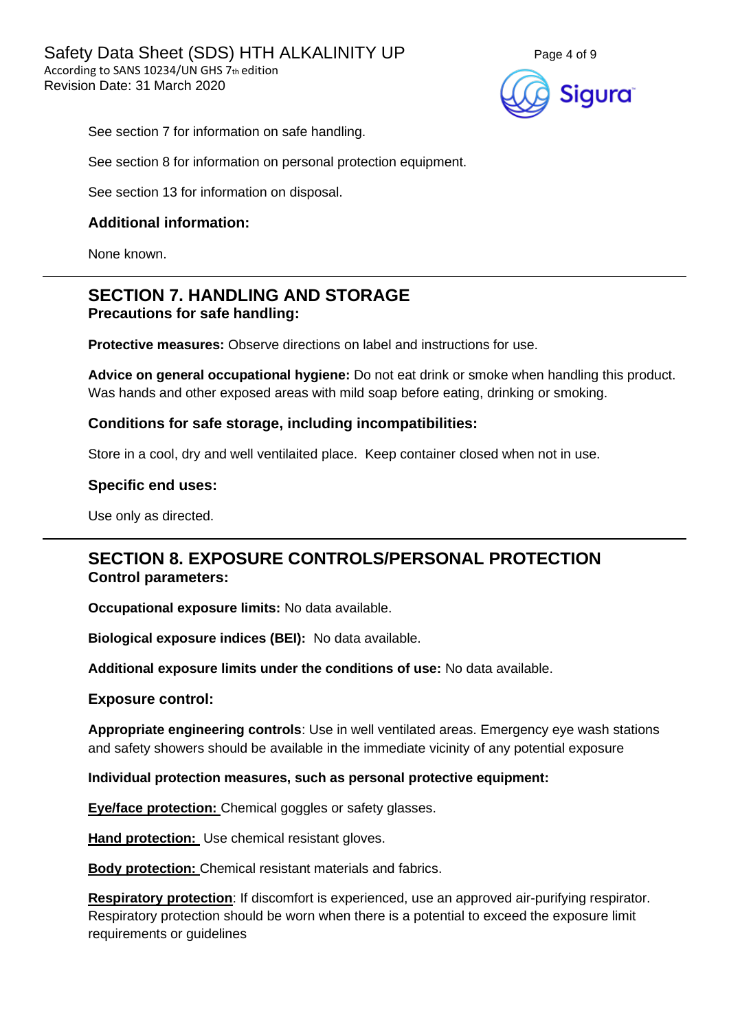See section 7 for information on safe handling.

See section 8 for information on personal protection equipment.

See section 13 for information on disposal.

### Additional information:

None known.

## SECTION 7. HANDLING AND STORAGE

### Precautions for safe handling:

**Protective measures:** Observe directions on label and instructions for use.

**Advice on general occupational hygiene:** Do not eat drink or smoke when handling this product. Was hands and other exposed areas with mild soap before eating, drinking or smoking.

### Conditions for safe storage, including incompatibilities:

Store in a cool, dry and well ventilaited place. Keep container closed when not in use.

### Specific end uses:

Use only as directed.

## SECTION 8. EXPOSURE CONTROLS/PERSONAL PROTECTION

### Control parameters:

**Occupational exposure limits:** No data available.

**Biological exposure indices (BEI):** No data available.

**Additional exposure limits under the conditions of use:** No data available.

### Exposure control:

**Appropriate engineering controls**: Use in well ventilated areas. Emergency eye wash stations and safety showers should be available in the immediate vicinity of any potential exposure

**Individual protection measures, such as personal protective equipment:**

**Eye/face protection:** Chemical goggles or safety glasses.

**Hand protection:** Use chemical resistant gloves.

**Body protection:** Chemical resistant materials and fabrics.

**Respiratory protection**: If discomfort is experienced, use an approved air-purifying respirator. Respiratory protection should be worn when there is a potential to exceed the exposure limit requirements or guidelines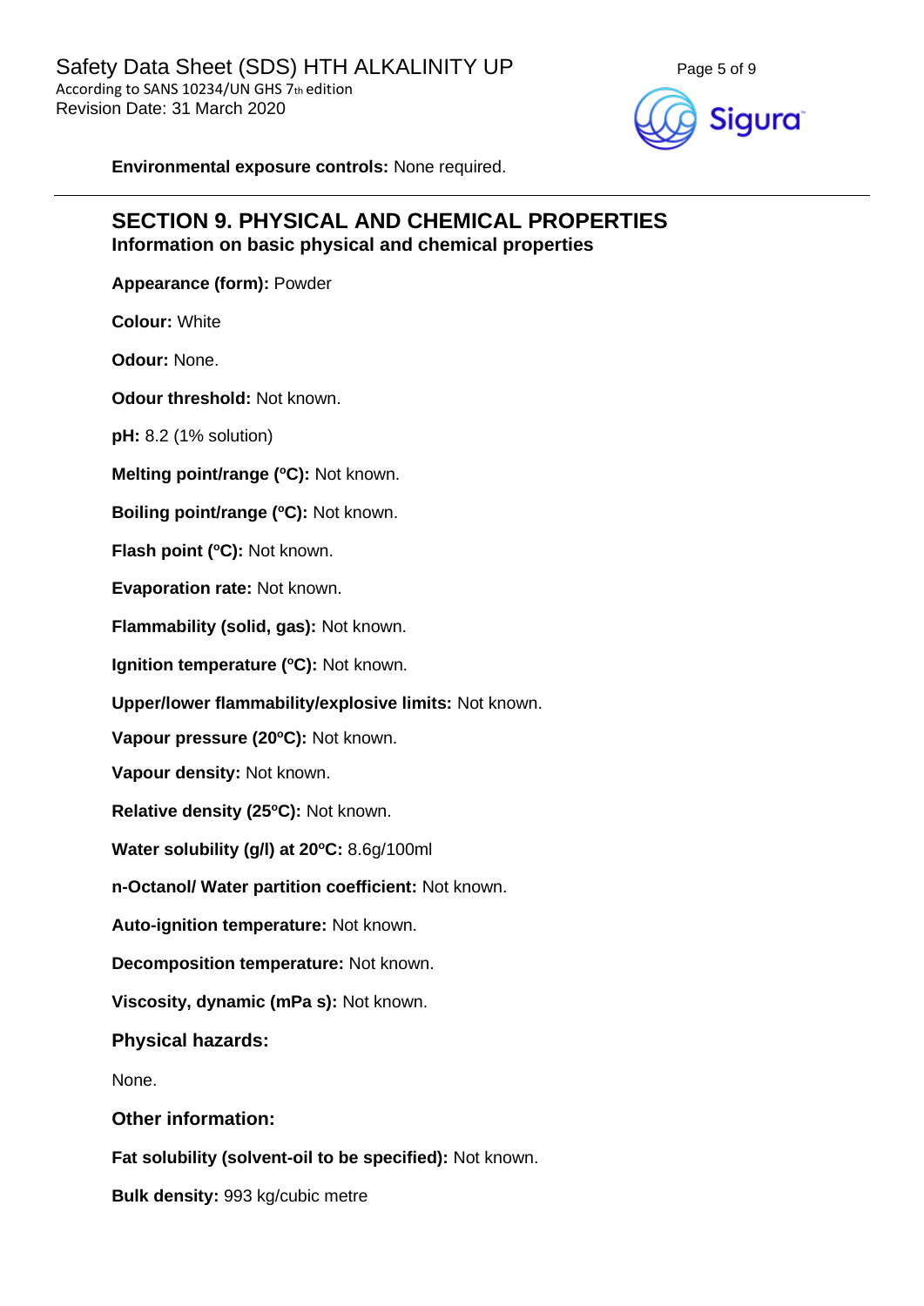**Environmental exposure controls:** None required.

## SECTION 9. PHYSICAL AND CHEMICAL PROPERTIES

### Information on basic physical and chemical properties

**Appearance (form):** Powder

**Colour:** White

**Odour:** None.

**Odour threshold:** Not known.

**pH:** 8.2 (1% solution)

**Melting point/range (ºC):** Not known.

**Boiling point/range (ºC):** Not known.

**Flash point (ºC):** Not known.

**Evaporation rate:** Not known.

**Flammability (solid, gas):** Not known.

**Ignition temperature (ºC):** Not known.

**Upper/lower flammability/explosive limits:** Not known.

**Vapour pressure (20ºC):** Not known.

**Vapour density:** Not known.

**Relative density (25ºC):** Not known.

**Water solubility (g/l) at 20ºC:** 8.6g/100ml

**n-Octanol/ Water partition coefficient:** Not known.

**Auto-ignition temperature:** Not known.

**Decomposition temperature:** Not known.

**Viscosity, dynamic (mPa s):** Not known.

### Physical hazards:

None.

### Other information:

**Fat solubility (solvent-oil to be specified):** Not known.

**Bulk density:** 993 kg/cubic metre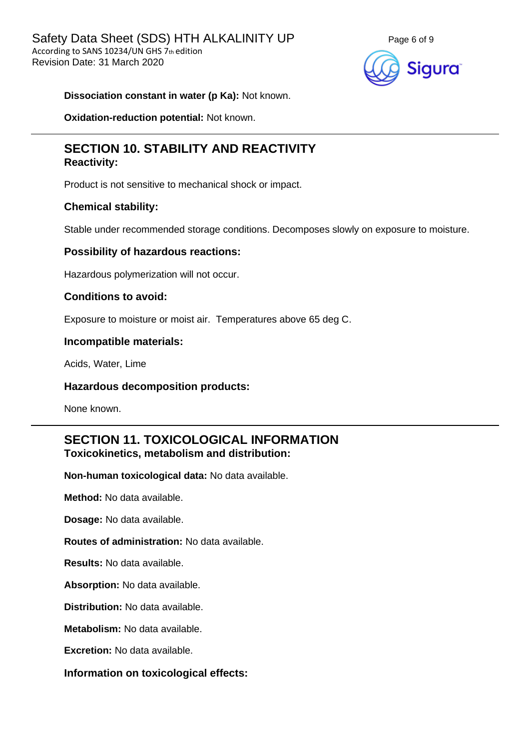**Dissociation constant in water (p Ka):** Not known.

**Oxidation-reduction potential:** Not known.

---

## SECTION 10. STABILITY AND REACTIVITY

### Reactivity:

Product is not sensitive to mechanical shock or impact.

### Chemical stability:

Stable under recommended storage conditions. Decomposes slowly on exposure to moisture.

### Possibility of hazardous reactions:

Hazardous polymerization will not occur.

### Conditions to avoid:

Exposure to moisture or moist air. Temperatures above 65 deg C.

### Incompatible materials:

Acids, Water, Lime

### Hazardous decomposition products:

None known.

---

## SECTION 11. TOXICOLOGICAL INFORMATION

### Toxicokinetics, metabolism and distribution:

**Non-human toxicological data:** No data available.

**Method:** No data available.

**Dosage:** No data available.

**Routes of administration:** No data available.

**Results:** No data available.

**Absorption:** No data available.

**Distribution:** No data available.

**Metabolism:** No data available.

**Excretion:** No data available.

### Information on toxicological effects: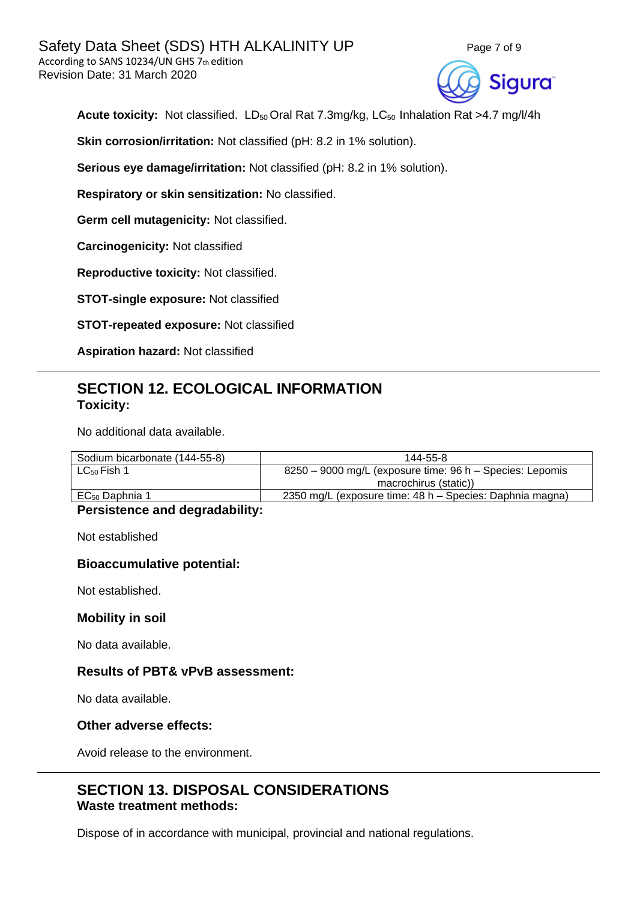**Acute toxicity:** Not classified. $LD_{50}$ Oral Rat 7.3mg/kg, $LC_{50}$ Inhalation Rat >4.7 mg/l/4h

**Skin corrosion/irritation:** Not classified (pH: 8.2 in 1% solution).

**Serious eye damage/irritation:** Not classified (pH: 8.2 in 1% solution).

**Respiratory or skin sensitization:** No classified.

**Germ cell mutagenicity:** Not classified.

**Carcinogenicity:** Not classified

**Reproductive toxicity:** Not classified.

**STOT-single exposure:** Not classified

**STOT-repeated exposure:** Not classified

**Aspiration hazard:** Not classified

## SECTION 12. ECOLOGICAL INFORMATION

### Toxicity:

No additional data available.

| Sodium bicarbonate (144-55-8) | 144-55-8 |
|---|---|
| $LC_{50}$ Fish 1 | 8250 – 9000 mg/L (exposure time: 96 h – Species: Lepomis macrochirus (static)) |
| $EC_{50}$ Daphnia 1 | 2350 mg/L (exposure time: 48 h – Species: Daphnia magna) |

### Persistence and degradability:

Not established

### Bioaccumulative potential:

Not established.

### Mobility in soil

No data available.

### Results of PBT& vPvB assessment:

No data available.

### Other adverse effects:

Avoid release to the environment.

## SECTION 13. DISPOSAL CONSIDERATIONS

### Waste treatment methods:

Dispose of in accordance with municipal, provincial and national regulations.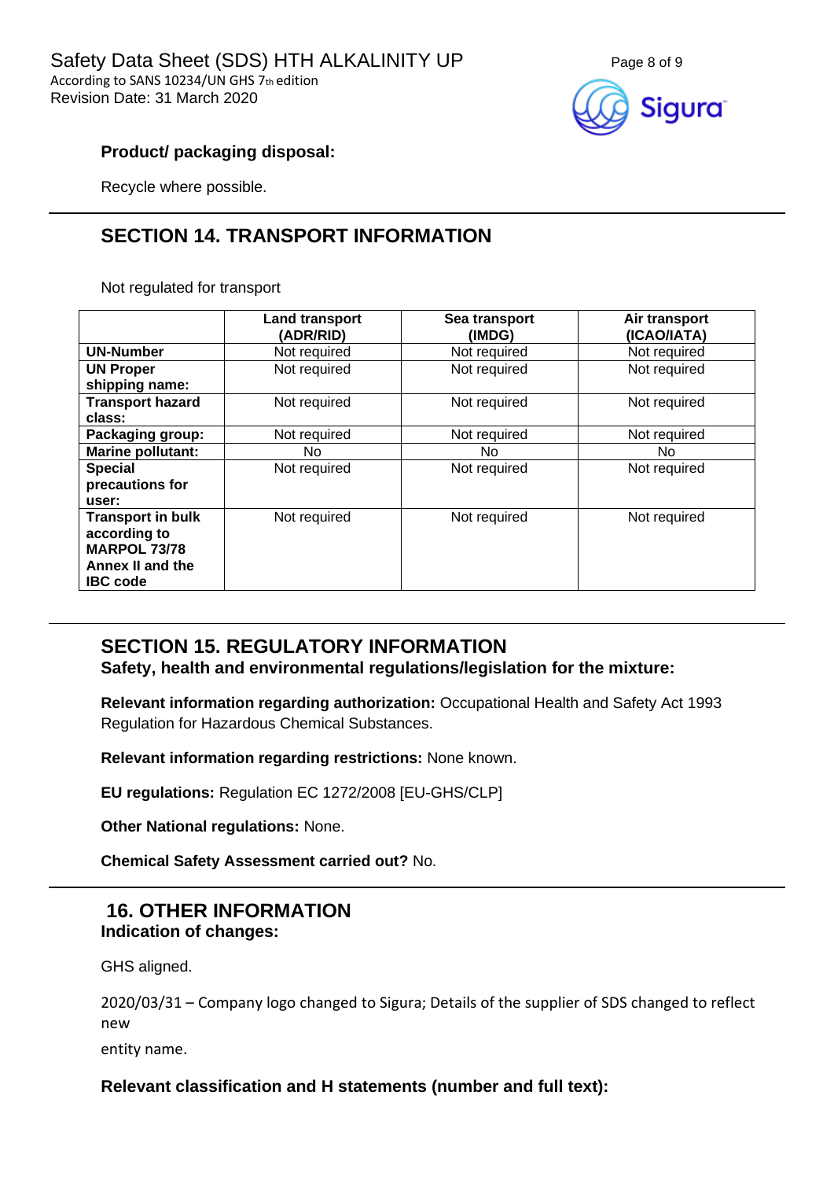**Product/ packaging disposal:**

Recycle where possible.

## SECTION 14. TRANSPORT INFORMATION

Not regulated for transport

| | Land transport (ADR/RID) | Sea transport (IMDG) | Air transport (ICAO/IATA) |
|---|---|---|---|
| **UN-Number** | Not required | Not required | Not required |
| **UN Proper shipping name:** | Not required | Not required | Not required |
| **Transport hazard class:** | Not required | Not required | Not required |
| **Packaging group:** | Not required | Not required | Not required |
| **Marine pollutant:** | No | No | No |
| **Special precautions for user:** | Not required | Not required | Not required |
| **Transport in bulk according to MARPOL 73/78 Annex II and the IBC code** | Not required | Not required | Not required |

## SECTION 15. REGULATORY INFORMATION

**Safety, health and environmental regulations/legislation for the mixture:**

**Relevant information regarding authorization:** Occupational Health and Safety Act 1993 Regulation for Hazardous Chemical Substances.

**Relevant information regarding restrictions:** None known.

**EU regulations:** Regulation EC 1272/2008 [EU-GHS/CLP]

**Other National regulations:** None.

**Chemical Safety Assessment carried out?** No.

## 16. OTHER INFORMATION

**Indication of changes:**

GHS aligned.

2020/03/31 – Company logo changed to Sigura; Details of the supplier of SDS changed to reflect new entity name.

**Relevant classification and H statements (number and full text):**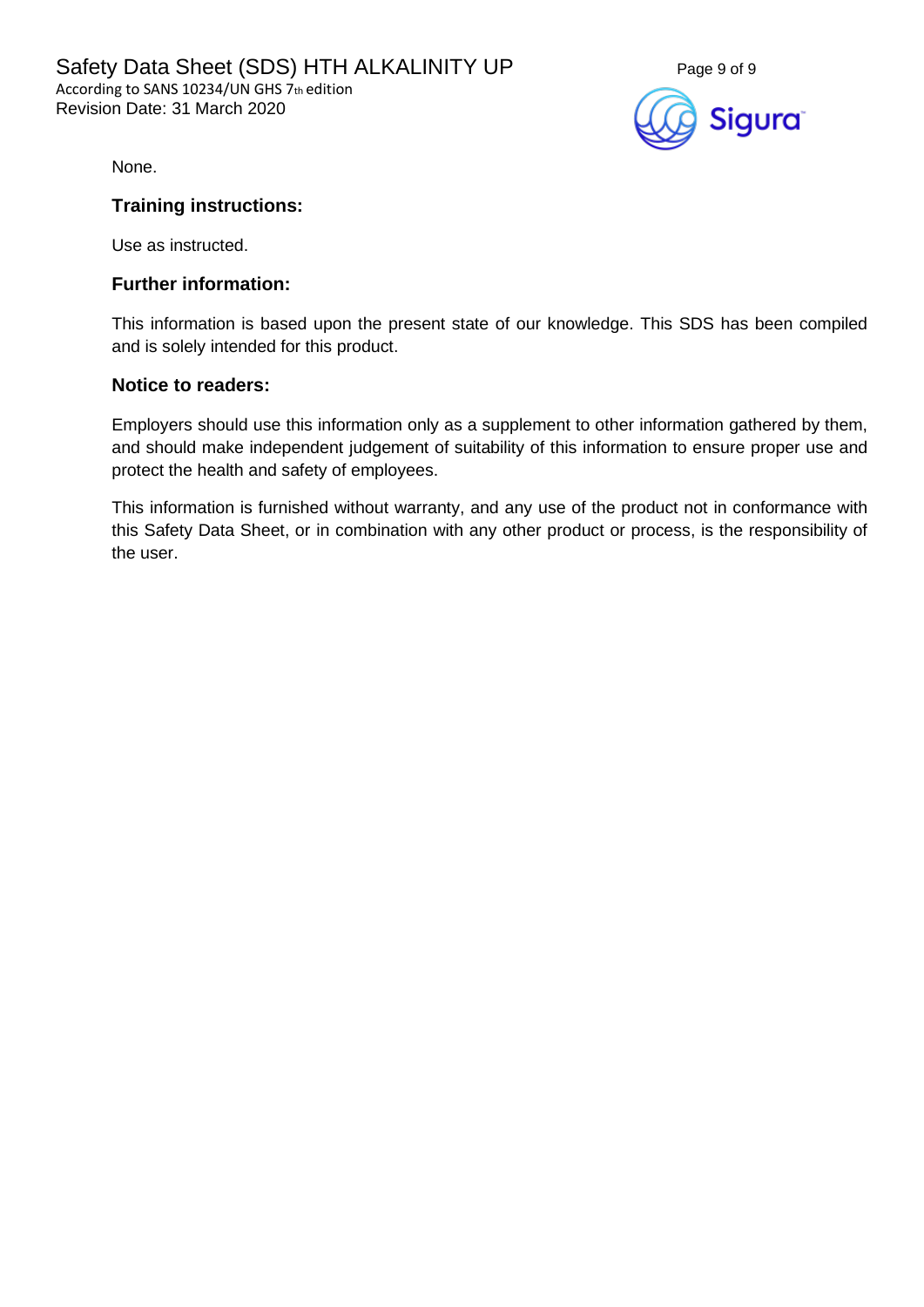None.

### Training instructions:

Use as instructed.

### Further information:

This information is based upon the present state of our knowledge. This SDS has been compiled and is solely intended for this product.

### Notice to readers:

Employers should use this information only as a supplement to other information gathered by them, and should make independent judgement of suitability of this information to ensure proper use and protect the health and safety of employees.

This information is furnished without warranty, and any use of the product not in conformance with this Safety Data Sheet, or in combination with any other product or process, is the responsibility of the user.